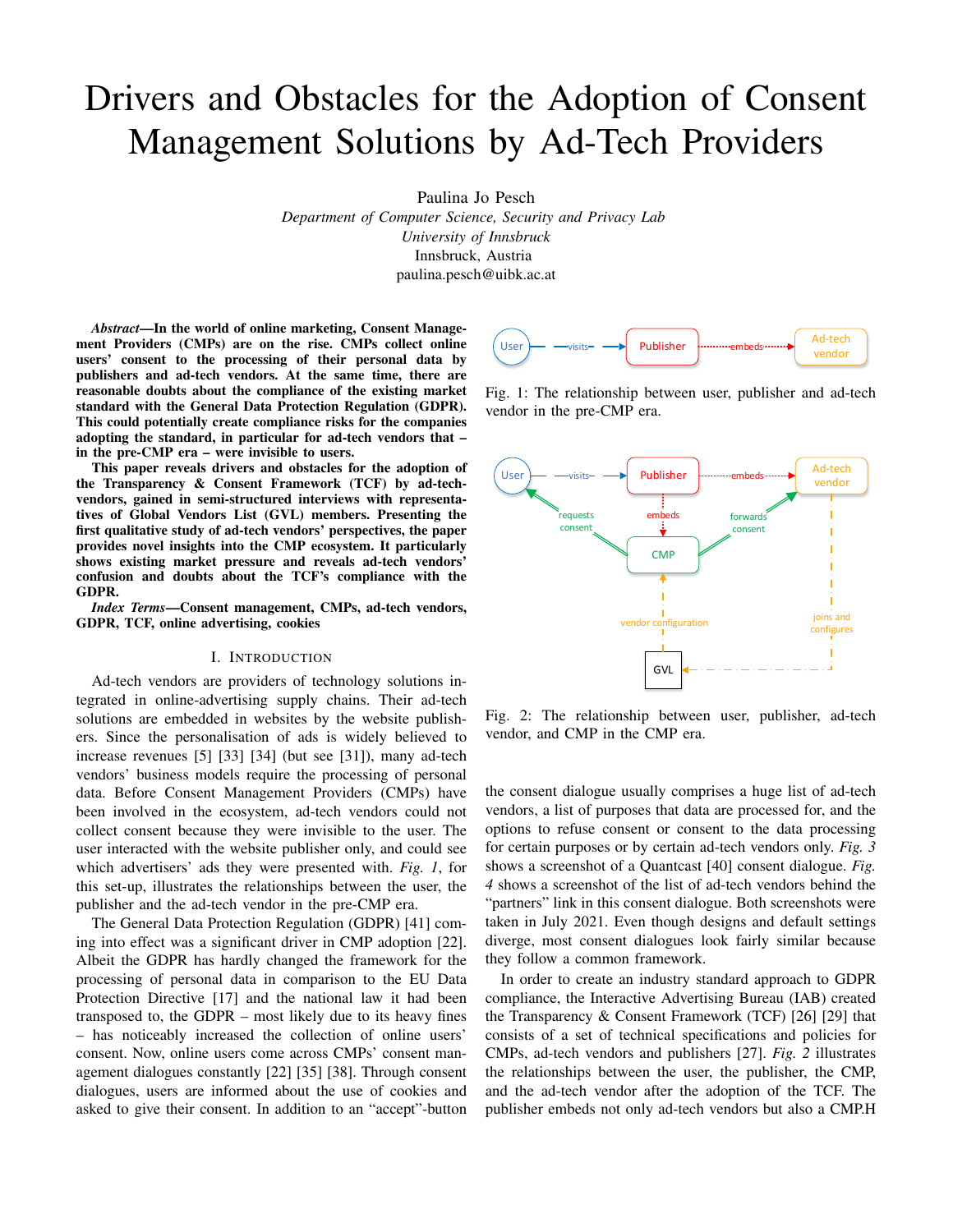# Drivers and Obstacles for the Adoption of Consent Management Solutions by Ad-Tech Providers

Paulina Jo Pesch
*Department of Computer Science, Security and Privacy Lab*
*University of Innsbruck*
Innsbruck, Austria
paulina.pesch@uibk.ac.at

***Abstract*—In the world of online marketing, Consent Management Providers (CMPs) are on the rise. CMPs collect online users' consent to the processing of their personal data by publishers and ad-tech vendors. At the same time, there are reasonable doubts about the compliance of the existing market standard with the General Data Protection Regulation (GDPR). This could potentially create compliance risks for the companies adopting the standard, in particular for ad-tech vendors that – in the pre-CMP era – were invisible to users.**

**This paper reveals drivers and obstacles for the adoption of the Transparency & Consent Framework (TCF) by ad-tech-vendors, gained in semi-structured interviews with representatives of Global Vendors List (GVL) members. Presenting the first qualitative study of ad-tech vendors' perspectives, the paper provides novel insights into the CMP ecosystem. It particularly shows existing market pressure and reveals ad-tech vendors' confusion and doubts about the TCF's compliance with the GDPR.**

***Index Terms*—Consent management, CMPs, ad-tech vendors, GDPR, TCF, online advertising, cookies**

## I. Introduction

Ad-tech vendors are providers of technology solutions integrated in online-advertising supply chains. Their ad-tech solutions are embedded in websites by the website publishers. Since the personalisation of ads is widely believed to increase revenues [5] [33] [34] (but see [31]), many ad-tech vendors' business models require the processing of personal data. Before Consent Management Providers (CMPs) have been involved in the ecosystem, ad-tech vendors could not collect consent because they were invisible to the user. The user interacted with the website publisher only, and could see which advertisers' ads they were presented with. *Fig. 1*, for this set-up, illustrates the relationships between the user, the publisher and the ad-tech vendor in the pre-CMP era.

The General Data Protection Regulation (GDPR) [41] coming into effect was a significant driver in CMP adoption [22]. Albeit the GDPR has hardly changed the framework for the processing of personal data in comparison to the EU Data Protection Directive [17] and the national law it had been transposed to, the GDPR – most likely due to its heavy fines – has noticeably increased the collection of online users' consent. Now, online users come across CMPs' consent management dialogues constantly [22] [35] [38]. Through consent dialogues, users are informed about the use of cookies and asked to give their consent. In addition to an "accept"-button the consent dialogue usually comprises a huge list of ad-tech vendors, a list of purposes that data are processed for, and the options to refuse consent or consent to the data processing for certain purposes or by certain ad-tech vendors only. *Fig. 3* shows a screenshot of a Quantcast [40] consent dialogue. *Fig. 4* shows a screenshot of the list of ad-tech vendors behind the "partners" link in this consent dialogue. Both screenshots were taken in July 2021. Even though designs and default settings diverge, most consent dialogues look fairly similar because they follow a common framework.

In order to create an industry standard approach to GDPR compliance, the Interactive Advertising Bureau (IAB) created the Transparency & Consent Framework (TCF) [26] [29] that consists of a set of technical specifications and policies for CMPs, ad-tech vendors and publishers [27]. *Fig. 2* illustrates the relationships between the user, the publisher, the CMP, and the ad-tech vendor after the adoption of the TCF. The publisher embeds not only ad-tech vendors but also a CMP.H

Fig. 1: The relationship between user, publisher and ad-tech vendor in the pre-CMP era.

Fig. 2: The relationship between user, publisher, ad-tech vendor, and CMP in the CMP era.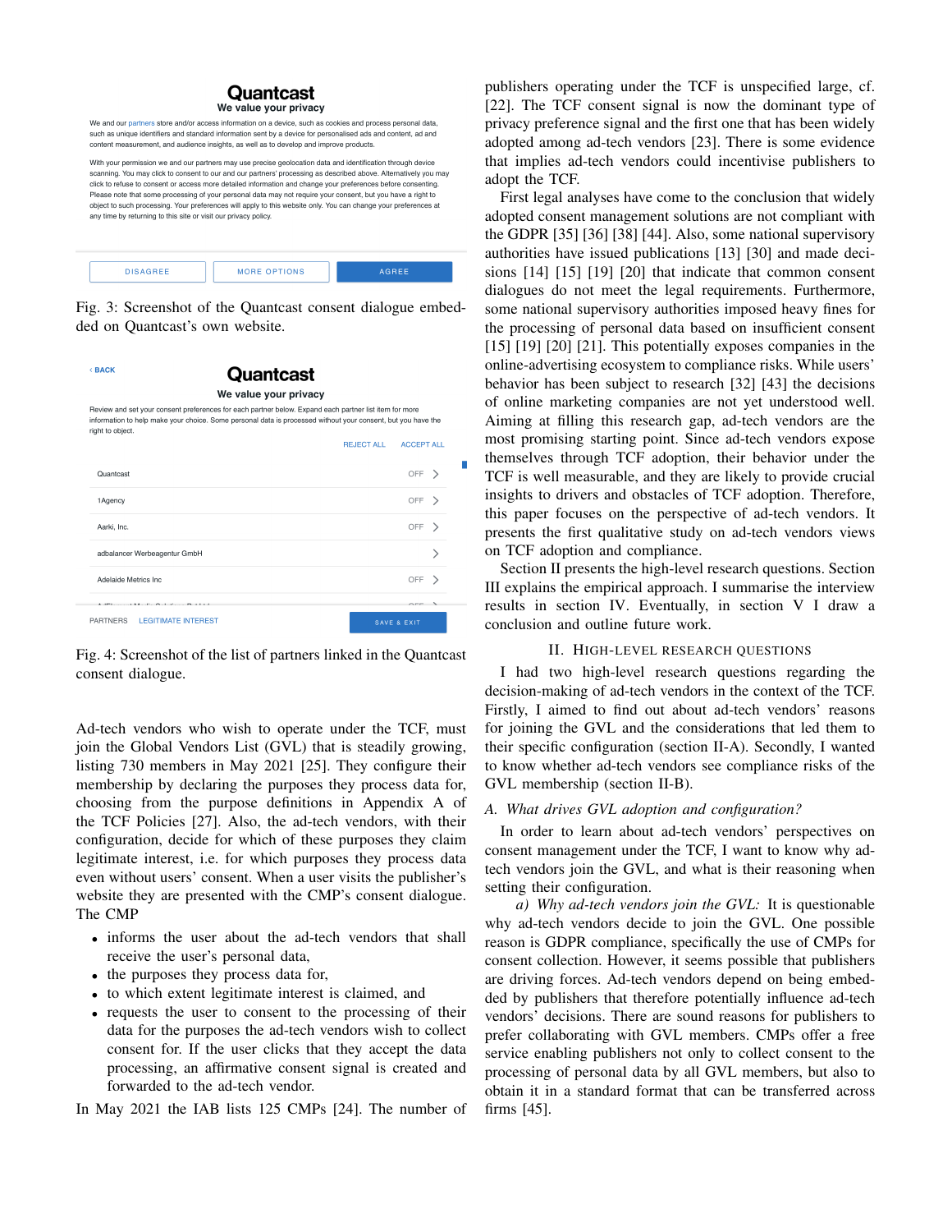Fig. 3: Screenshot of the Quantcast consent dialogue embedded on Quantcast's own website.

Fig. 4: Screenshot of the list of partners linked in the Quantcast consent dialogue.

Ad-tech vendors who wish to operate under the TCF, must join the Global Vendors List (GVL) that is steadily growing, listing 730 members in May 2021 [25]. They configure their membership by declaring the purposes they process data for, choosing from the purpose definitions in Appendix A of the TCF Policies [27]. Also, the ad-tech vendors, with their configuration, decide for which of these purposes they claim legitimate interest, i.e. for which purposes they process data even without users' consent. When a user visits the publisher's website they are presented with the CMP's consent dialogue. The CMP

- informs the user about the ad-tech vendors that shall receive the user's personal data,
- the purposes they process data for,
- to which extent legitimate interest is claimed, and
- requests the user to consent to the processing of their data for the purposes the ad-tech vendors wish to collect consent for. If the user clicks that they accept the data processing, an affirmative consent signal is created and forwarded to the ad-tech vendor.

In May 2021 the IAB lists 125 CMPs [24]. The number of publishers operating under the TCF is unspecified large, cf. [22]. The TCF consent signal is now the dominant type of privacy preference signal and the first one that has been widely adopted among ad-tech vendors [23]. There is some evidence that implies ad-tech vendors could incentivise publishers to adopt the TCF.

First legal analyses have come to the conclusion that widely adopted consent management solutions are not compliant with the GDPR [35] [36] [38] [44]. Also, some national supervisory authorities have issued publications [13] [30] and made decisions [14] [15] [19] [20] that indicate that common consent dialogues do not meet the legal requirements. Furthermore, some national supervisory authorities imposed heavy fines for the processing of personal data based on insufficient consent [15] [19] [20] [21]. This potentially exposes companies in the online-advertising ecosystem to compliance risks. While users' behavior has been subject to research [32] [43] the decisions of online marketing companies are not yet understood well. Aiming at filling this research gap, ad-tech vendors are the most promising starting point. Since ad-tech vendors expose themselves through TCF adoption, their behavior under the TCF is well measurable, and they are likely to provide crucial insights to drivers and obstacles of TCF adoption. Therefore, this paper focuses on the perspective of ad-tech vendors. It presents the first qualitative study on ad-tech vendors views on TCF adoption and compliance.

Section II presents the high-level research questions. Section III explains the empirical approach. I summarise the interview results in section IV. Eventually, in section V I draw a conclusion and outline future work.

## II. High-level Research Questions

I had two high-level research questions regarding the decision-making of ad-tech vendors in the context of the TCF. Firstly, I aimed to find out about ad-tech vendors' reasons for joining the GVL and the considerations that led them to their specific configuration (section II-A). Secondly, I wanted to know whether ad-tech vendors see compliance risks of the GVL membership (section II-B).

### A. What drives GVL adoption and configuration?

In order to learn about ad-tech vendors' perspectives on consent management under the TCF, I want to know why ad-tech vendors join the GVL, and what is their reasoning when setting their configuration.

*a) Why ad-tech vendors join the GVL:* It is questionable why ad-tech vendors decide to join the GVL. One possible reason is GDPR compliance, specifically the use of CMPs for consent collection. However, it seems possible that publishers are driving forces. Ad-tech vendors depend on being embedded by publishers that therefore potentially influence ad-tech vendors' decisions. There are sound reasons for publishers to prefer collaborating with GVL members. CMPs offer a free service enabling publishers not only to collect consent to the processing of personal data by all GVL members, but also to obtain it in a standard format that can be transferred across firms [45].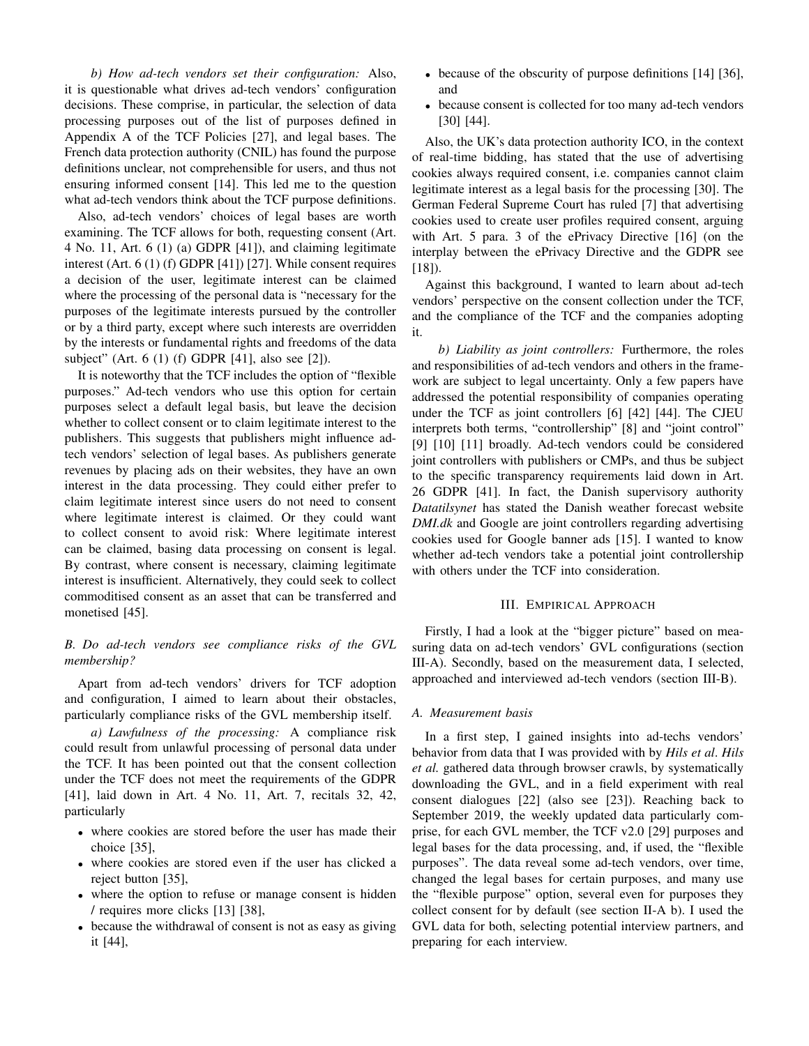*b) How ad-tech vendors set their configuration:* Also, it is questionable what drives ad-tech vendors' configuration decisions. These comprise, in particular, the selection of data processing purposes out of the list of purposes defined in Appendix A of the TCF Policies [27], and legal bases. The French data protection authority (CNIL) has found the purpose definitions unclear, not comprehensible for users, and thus not ensuring informed consent [14]. This led me to the question what ad-tech vendors think about the TCF purpose definitions.

Also, ad-tech vendors' choices of legal bases are worth examining. The TCF allows for both, requesting consent (Art. 4 No. 11, Art. 6 (1) (a) GDPR [41]), and claiming legitimate interest (Art. 6 (1) (f) GDPR [41]) [27]. While consent requires a decision of the user, legitimate interest can be claimed where the processing of the personal data is "necessary for the purposes of the legitimate interests pursued by the controller or by a third party, except where such interests are overridden by the interests or fundamental rights and freedoms of the data subject" (Art. 6 (1) (f) GDPR [41], also see [2]).

It is noteworthy that the TCF includes the option of "flexible purposes." Ad-tech vendors who use this option for certain purposes select a default legal basis, but leave the decision whether to collect consent or to claim legitimate interest to the publishers. This suggests that publishers might influence ad-tech vendors' selection of legal bases. As publishers generate revenues by placing ads on their websites, they have an own interest in the data processing. They could either prefer to claim legitimate interest since users do not need to consent where legitimate interest is claimed. Or they could want to collect consent to avoid risk: Where legitimate interest can be claimed, basing data processing on consent is legal. By contrast, where consent is necessary, claiming legitimate interest is insufficient. Alternatively, they could seek to collect commoditised consent as an asset that can be transferred and monetised [45].

## B. Do ad-tech vendors see compliance risks of the GVL membership?

Apart from ad-tech vendors' drivers for TCF adoption and configuration, I aimed to learn about their obstacles, particularly compliance risks of the GVL membership itself.

*a) Lawfulness of the processing:* A compliance risk could result from unlawful processing of personal data under the TCF. It has been pointed out that the consent collection under the TCF does not meet the requirements of the GDPR [41], laid down in Art. 4 No. 11, Art. 7, recitals 32, 42, particularly

- where cookies are stored before the user has made their choice [35],
- where cookies are stored even if the user has clicked a reject button [35],
- where the option to refuse or manage consent is hidden / requires more clicks [13] [38],
- because the withdrawal of consent is not as easy as giving it [44],
- because of the obscurity of purpose definitions [14] [36], and
- because consent is collected for too many ad-tech vendors [30] [44].

Also, the UK's data protection authority ICO, in the context of real-time bidding, has stated that the use of advertising cookies always required consent, i.e. companies cannot claim legitimate interest as a legal basis for the processing [30]. The German Federal Supreme Court has ruled [7] that advertising cookies used to create user profiles required consent, arguing with Art. 5 para. 3 of the ePrivacy Directive [16] (on the interplay between the ePrivacy Directive and the GDPR see [18]).

Against this background, I wanted to learn about ad-tech vendors' perspective on the consent collection under the TCF, and the compliance of the TCF and the companies adopting it.

*b) Liability as joint controllers:* Furthermore, the roles and responsibilities of ad-tech vendors and others in the framework are subject to legal uncertainty. Only a few papers have addressed the potential responsibility of companies operating under the TCF as joint controllers [6] [42] [44]. The CJEU interprets both terms, "controllership" [8] and "joint control" [9] [10] [11] broadly. Ad-tech vendors could be considered joint controllers with publishers or CMPs, and thus be subject to the specific transparency requirements laid down in Art. 26 GDPR [41]. In fact, the Danish supervisory authority *Datatilsynet* has stated the Danish weather forecast website *DMI.dk* and Google are joint controllers regarding advertising cookies used for Google banner ads [15]. I wanted to know whether ad-tech vendors take a potential joint controllership with others under the TCF into consideration.

# III. Empirical Approach

Firstly, I had a look at the "bigger picture" based on measuring data on ad-tech vendors' GVL configurations (section III-A). Secondly, based on the measurement data, I selected, approached and interviewed ad-tech vendors (section III-B).

## A. Measurement basis

In a first step, I gained insights into ad-techs vendors' behavior from data that I was provided with by *Hils et al*. *Hils et al.* gathered data through browser crawls, by systematically downloading the GVL, and in a field experiment with real consent dialogues [22] (also see [23]). Reaching back to September 2019, the weekly updated data particularly comprise, for each GVL member, the TCF v2.0 [29] purposes and legal bases for the data processing, and, if used, the "flexible purposes". The data reveal some ad-tech vendors, over time, changed the legal bases for certain purposes, and many use the "flexible purpose" option, several even for purposes they collect consent for by default (see section II-A b). I used the GVL data for both, selecting potential interview partners, and preparing for each interview.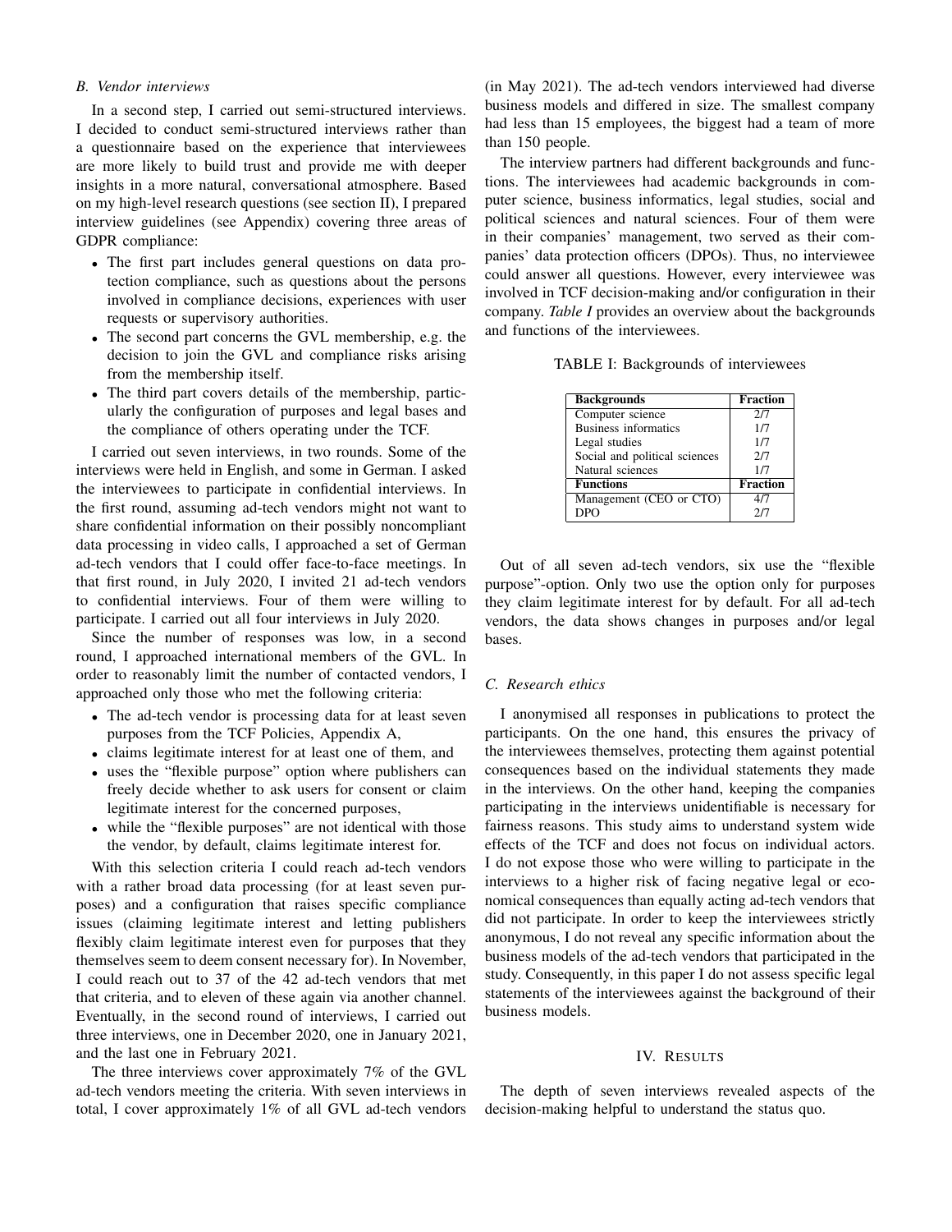### B. Vendor interviews

In a second step, I carried out semi-structured interviews. I decided to conduct semi-structured interviews rather than a questionnaire based on the experience that interviewees are more likely to build trust and provide me with deeper insights in a more natural, conversational atmosphere. Based on my high-level research questions (see section II), I prepared interview guidelines (see Appendix) covering three areas of GDPR compliance:

- The first part includes general questions on data protection compliance, such as questions about the persons involved in compliance decisions, experiences with user requests or supervisory authorities.
- The second part concerns the GVL membership, e.g. the decision to join the GVL and compliance risks arising from the membership itself.
- The third part covers details of the membership, particularly the configuration of purposes and legal bases and the compliance of others operating under the TCF.

I carried out seven interviews, in two rounds. Some of the interviews were held in English, and some in German. I asked the interviewees to participate in confidential interviews. In the first round, assuming ad-tech vendors might not want to share confidential information on their possibly noncompliant data processing in video calls, I approached a set of German ad-tech vendors that I could offer face-to-face meetings. In that first round, in July 2020, I invited 21 ad-tech vendors to confidential interviews. Four of them were willing to participate. I carried out all four interviews in July 2020.

Since the number of responses was low, in a second round, I approached international members of the GVL. In order to reasonably limit the number of contacted vendors, I approached only those who met the following criteria:

- The ad-tech vendor is processing data for at least seven purposes from the TCF Policies, Appendix A,
- claims legitimate interest for at least one of them, and
- uses the "flexible purpose" option where publishers can freely decide whether to ask users for consent or claim legitimate interest for the concerned purposes,
- while the "flexible purposes" are not identical with those the vendor, by default, claims legitimate interest for.

With this selection criteria I could reach ad-tech vendors with a rather broad data processing (for at least seven purposes) and a configuration that raises specific compliance issues (claiming legitimate interest and letting publishers flexibly claim legitimate interest even for purposes that they themselves seem to deem consent necessary for). In November, I could reach out to 37 of the 42 ad-tech vendors that met that criteria, and to eleven of these again via another channel. Eventually, in the second round of interviews, I carried out three interviews, one in December 2020, one in January 2021, and the last one in February 2021.

The three interviews cover approximately 7% of the GVL ad-tech vendors meeting the criteria. With seven interviews in total, I cover approximately 1% of all GVL ad-tech vendors (in May 2021). The ad-tech vendors interviewed had diverse business models and differed in size. The smallest company had less than 15 employees, the biggest had a team of more than 150 people.

The interview partners had different backgrounds and functions. The interviewees had academic backgrounds in computer science, business informatics, legal studies, social and political sciences and natural sciences. Four of them were in their companies' management, two served as their companies' data protection officers (DPOs). Thus, no interviewee could answer all questions. However, every interviewee was involved in TCF decision-making and/or configuration in their company. *Table I* provides an overview about the backgrounds and functions of the interviewees.

TABLE I: Backgrounds of interviewees

| **Backgrounds** | **Fraction** |
|---|---|
| Computer science | 2/7 |
| Business informatics | 1/7 |
| Legal studies | 1/7 |
| Social and political sciences | 2/7 |
| Natural sciences | 1/7 |
| **Functions** | **Fraction** |
| Management (CEO or CTO) | 4/7 |
| DPO | 2/7 |

Out of all seven ad-tech vendors, six use the "flexible purpose"-option. Only two use the option only for purposes they claim legitimate interest for by default. For all ad-tech vendors, the data shows changes in purposes and/or legal bases.

### C. Research ethics

I anonymised all responses in publications to protect the participants. On the one hand, this ensures the privacy of the interviewees themselves, protecting them against potential consequences based on the individual statements they made in the interviews. On the other hand, keeping the companies participating in the interviews unidentifiable is necessary for fairness reasons. This study aims to understand system wide effects of the TCF and does not focus on individual actors. I do not expose those who were willing to participate in the interviews to a higher risk of facing negative legal or economical consequences than equally acting ad-tech vendors that did not participate. In order to keep the interviewees strictly anonymous, I do not reveal any specific information about the business models of the ad-tech vendors that participated in the study. Consequently, in this paper I do not assess specific legal statements of the interviewees against the background of their business models.

## IV. Results

The depth of seven interviews revealed aspects of the decision-making helpful to understand the status quo.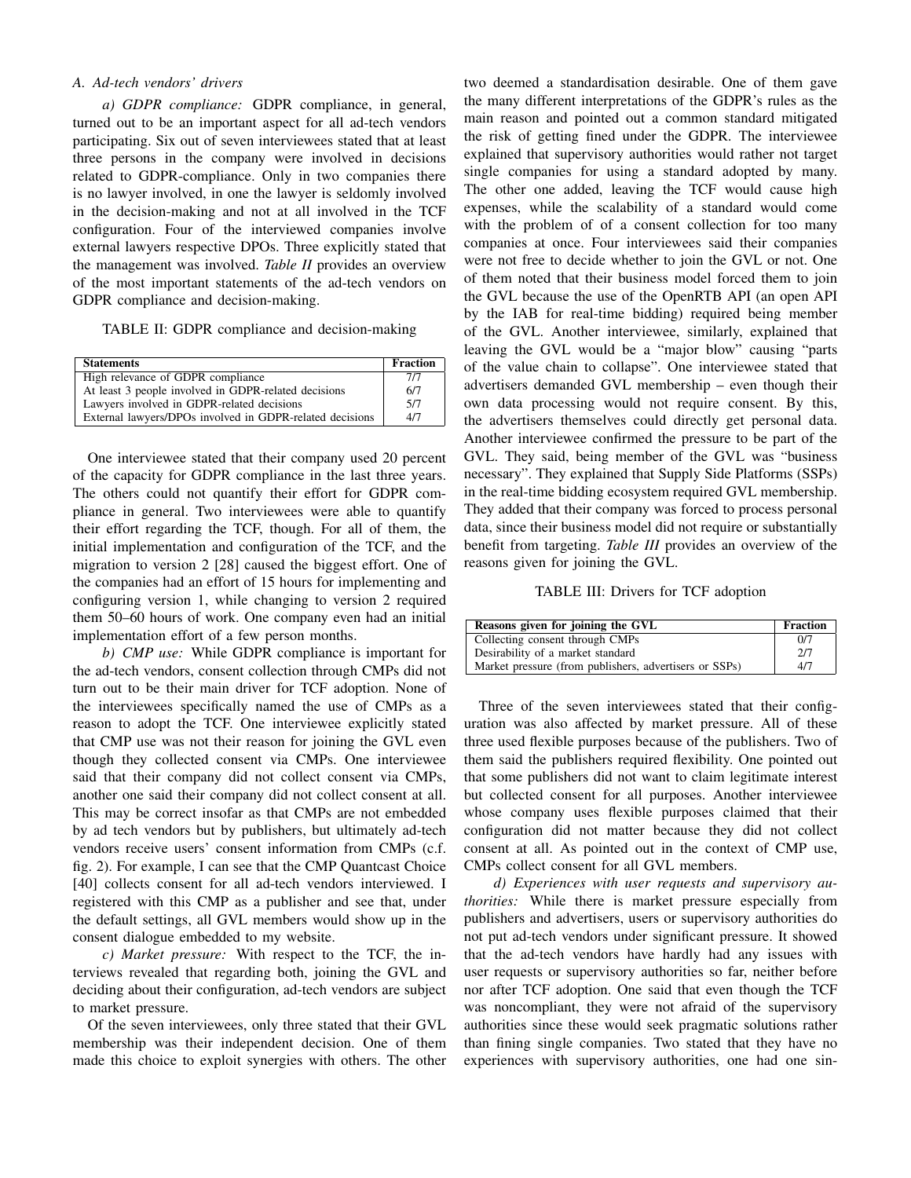### A. Ad-tech vendors' drivers

*a) GDPR compliance:* GDPR compliance, in general, turned out to be an important aspect for all ad-tech vendors participating. Six out of seven interviewees stated that at least three persons in the company were involved in decisions related to GDPR-compliance. Only in two companies there is no lawyer involved, in one the lawyer is seldomly involved in the decision-making and not at all involved in the TCF configuration. Four of the interviewed companies involve external lawyers respective DPOs. Three explicitly stated that the management was involved. *Table II* provides an overview of the most important statements of the ad-tech vendors on GDPR compliance and decision-making.

TABLE II: GDPR compliance and decision-making

| Statements | Fraction |
|---|---|
| High relevance of GDPR compliance | 7/7 |
| At least 3 people involved in GDPR-related decisions | 6/7 |
| Lawyers involved in GDPR-related decisions | 5/7 |
| External lawyers/DPOs involved in GDPR-related decisions | 4/7 |

One interviewee stated that their company used 20 percent of the capacity for GDPR compliance in the last three years. The others could not quantify their effort for GDPR compliance in general. Two interviewees were able to quantify their effort regarding the TCF, though. For all of them, the initial implementation and configuration of the TCF, and the migration to version 2 [28] caused the biggest effort. One of the companies had an effort of 15 hours for implementing and configuring version 1, while changing to version 2 required them 50–60 hours of work. One company even had an initial implementation effort of a few person months.

*b) CMP use:* While GDPR compliance is important for the ad-tech vendors, consent collection through CMPs did not turn out to be their main driver for TCF adoption. None of the interviewees specifically named the use of CMPs as a reason to adopt the TCF. One interviewee explicitly stated that CMP use was not their reason for joining the GVL even though they collected consent via CMPs. One interviewee said that their company did not collect consent via CMPs, another one said their company did not collect consent at all. This may be correct insofar as that CMPs are not embedded by ad tech vendors but by publishers, but ultimately ad-tech vendors receive users' consent information from CMPs (c.f. fig. 2). For example, I can see that the CMP Quantcast Choice [40] collects consent for all ad-tech vendors interviewed. I registered with this CMP as a publisher and see that, under the default settings, all GVL members would show up in the consent dialogue embedded to my website.

*c) Market pressure:* With respect to the TCF, the interviews revealed that regarding both, joining the GVL and deciding about their configuration, ad-tech vendors are subject to market pressure.

Of the seven interviewees, only three stated that their GVL membership was their independent decision. One of them made this choice to exploit synergies with others. The other two deemed a standardisation desirable. One of them gave the many different interpretations of the GDPR's rules as the main reason and pointed out a common standard mitigated the risk of getting fined under the GDPR. The interviewee explained that supervisory authorities would rather not target single companies for using a standard adopted by many. The other one added, leaving the TCF would cause high expenses, while the scalability of a standard would come with the problem of of a consent collection for too many companies at once. Four interviewees said their companies were not free to decide whether to join the GVL or not. One of them noted that their business model forced them to join the GVL because the use of the OpenRTB API (an open API by the IAB for real-time bidding) required being member of the GVL. Another interviewee, similarly, explained that leaving the GVL would be a "major blow" causing "parts of the value chain to collapse". One interviewee stated that advertisers demanded GVL membership – even though their own data processing would not require consent. By this, the advertisers themselves could directly get personal data. Another interviewee confirmed the pressure to be part of the GVL. They said, being member of the GVL was "business necessary". They explained that Supply Side Platforms (SSPs) in the real-time bidding ecosystem required GVL membership. They added that their company was forced to process personal data, since their business model did not require or substantially benefit from targeting. *Table III* provides an overview of the reasons given for joining the GVL.

TABLE III: Drivers for TCF adoption

| Reasons given for joining the GVL | Fraction |
|---|---|
| Collecting consent through CMPs | 0/7 |
| Desirability of a market standard | 2/7 |
| Market pressure (from publishers, advertisers or SSPs) | 4/7 |

Three of the seven interviewees stated that their configuration was also affected by market pressure. All of these three used flexible purposes because of the publishers. Two of them said the publishers required flexibility. One pointed out that some publishers did not want to claim legitimate interest but collected consent for all purposes. Another interviewee whose company uses flexible purposes claimed that their configuration did not matter because they did not collect consent at all. As pointed out in the context of CMP use, CMPs collect consent for all GVL members.

*d) Experiences with user requests and supervisory authorities:* While there is market pressure especially from publishers and advertisers, users or supervisory authorities do not put ad-tech vendors under significant pressure. It showed that the ad-tech vendors have hardly had any issues with user requests or supervisory authorities so far, neither before nor after TCF adoption. One said that even though the TCF was noncompliant, they were not afraid of the supervisory authorities since these would seek pragmatic solutions rather than fining single companies. Two stated that they have no experiences with supervisory authorities, one had one sin-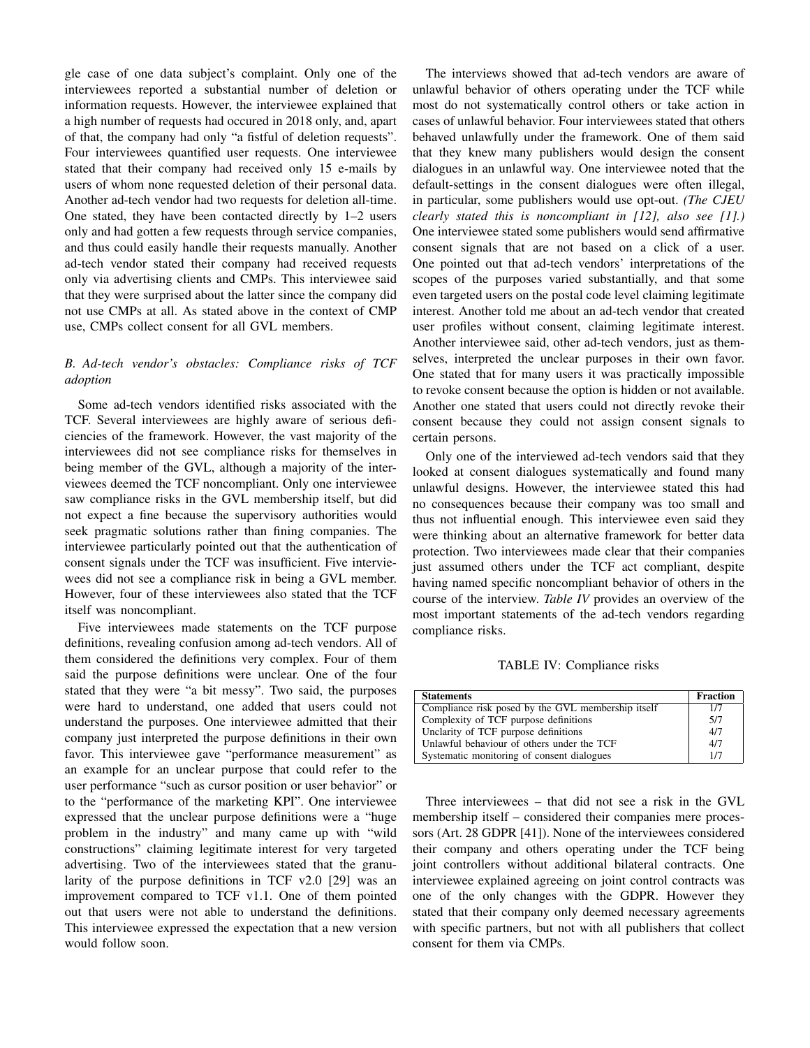gle case of one data subject's complaint. Only one of the interviewees reported a substantial number of deletion or information requests. However, the interviewee explained that a high number of requests had occured in 2018 only, and, apart of that, the company had only "a fistful of deletion requests". Four interviewees quantified user requests. One interviewee stated that their company had received only 15 e-mails by users of whom none requested deletion of their personal data. Another ad-tech vendor had two requests for deletion all-time. One stated, they have been contacted directly by 1–2 users only and had gotten a few requests through service companies, and thus could easily handle their requests manually. Another ad-tech vendor stated their company had received requests only via advertising clients and CMPs. This interviewee said that they were surprised about the latter since the company did not use CMPs at all. As stated above in the context of CMP use, CMPs collect consent for all GVL members.

### *B. Ad-tech vendor's obstacles: Compliance risks of TCF adoption*

Some ad-tech vendors identified risks associated with the TCF. Several interviewees are highly aware of serious deficiencies of the framework. However, the vast majority of the interviewees did not see compliance risks for themselves in being member of the GVL, although a majority of the interviewees deemed the TCF noncompliant. Only one interviewee saw compliance risks in the GVL membership itself, but did not expect a fine because the supervisory authorities would seek pragmatic solutions rather than fining companies. The interviewee particularly pointed out that the authentication of consent signals under the TCF was insufficient. Five interviewees did not see a compliance risk in being a GVL member. However, four of these interviewees also stated that the TCF itself was noncompliant.

Five interviewees made statements on the TCF purpose definitions, revealing confusion among ad-tech vendors. All of them considered the definitions very complex. Four of them said the purpose definitions were unclear. One of the four stated that they were "a bit messy". Two said, the purposes were hard to understand, one added that users could not understand the purposes. One interviewee admitted that their company just interpreted the purpose definitions in their own favor. This interviewee gave "performance measurement" as an example for an unclear purpose that could refer to the user performance "such as cursor position or user behavior" or to the "performance of the marketing KPI". One interviewee expressed that the unclear purpose definitions were a "huge problem in the industry" and many came up with "wild constructions" claiming legitimate interest for very targeted advertising. Two of the interviewees stated that the granularity of the purpose definitions in TCF v2.0 [29] was an improvement compared to TCF v1.1. One of them pointed out that users were not able to understand the definitions. This interviewee expressed the expectation that a new version would follow soon.

The interviews showed that ad-tech vendors are aware of unlawful behavior of others operating under the TCF while most do not systematically control others or take action in cases of unlawful behavior. Four interviewees stated that others behaved unlawfully under the framework. One of them said that they knew many publishers would design the consent dialogues in an unlawful way. One interviewee noted that the default-settings in the consent dialogues were often illegal, in particular, some publishers would use opt-out. *(The CJEU clearly stated this is noncompliant in [12], also see [1].)* One interviewee stated some publishers would send affirmative consent signals that are not based on a click of a user. One pointed out that ad-tech vendors' interpretations of the scopes of the purposes varied substantially, and that some even targeted users on the postal code level claiming legitimate interest. Another told me about an ad-tech vendor that created user profiles without consent, claiming legitimate interest. Another interviewee said, other ad-tech vendors, just as themselves, interpreted the unclear purposes in their own favor. One stated that for many users it was practically impossible to revoke consent because the option is hidden or not available. Another one stated that users could not directly revoke their consent because they could not assign consent signals to certain persons.

Only one of the interviewed ad-tech vendors said that they looked at consent dialogues systematically and found many unlawful designs. However, the interviewee stated this had no consequences because their company was too small and thus not influential enough. This interviewee even said they were thinking about an alternative framework for better data protection. Two interviewees made clear that their companies just assumed others under the TCF act compliant, despite having named specific noncompliant behavior of others in the course of the interview. *Table IV* provides an overview of the most important statements of the ad-tech vendors regarding compliance risks.

TABLE IV: Compliance risks

| Statements | Fraction |
|---|---|
| Compliance risk posed by the GVL membership itself | 1/7 |
| Complexity of TCF purpose definitions | 5/7 |
| Unclarity of TCF purpose definitions | 4/7 |
| Unlawful behaviour of others under the TCF | 4/7 |
| Systematic monitoring of consent dialogues | 1/7 |

Three interviewees – that did not see a risk in the GVL membership itself – considered their companies mere processors (Art. 28 GDPR [41]). None of the interviewees considered their company and others operating under the TCF being joint controllers without additional bilateral contracts. One interviewee explained agreeing on joint control contracts was one of the only changes with the GDPR. However they stated that their company only deemed necessary agreements with specific partners, but not with all publishers that collect consent for them via CMPs.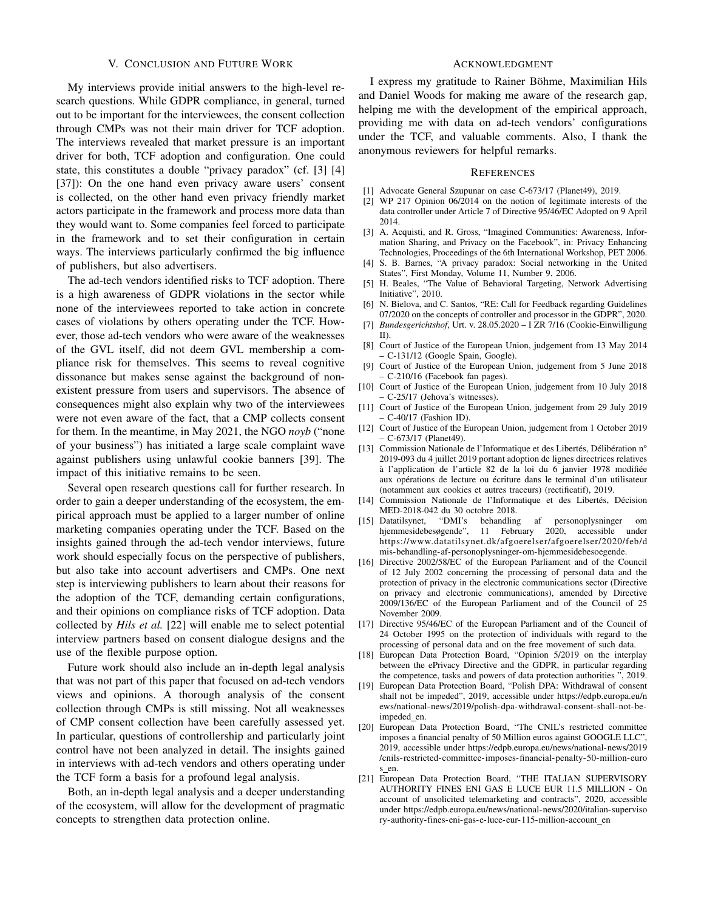## V. Conclusion and Future Work

My interviews provide initial answers to the high-level research questions. While GDPR compliance, in general, turned out to be important for the interviewees, the consent collection through CMPs was not their main driver for TCF adoption. The interviews revealed that market pressure is an important driver for both, TCF adoption and configuration. One could state, this constitutes a double "privacy paradox" (cf. [3] [4] [37]): On the one hand even privacy aware users' consent is collected, on the other hand even privacy friendly market actors participate in the framework and process more data than they would want to. Some companies feel forced to participate in the framework and to set their configuration in certain ways. The interviews particularly confirmed the big influence of publishers, but also advertisers.

The ad-tech vendors identified risks to TCF adoption. There is a high awareness of GDPR violations in the sector while none of the interviewees reported to take action in concrete cases of violations by others operating under the TCF. However, those ad-tech vendors who were aware of the weaknesses of the GVL itself, did not deem GVL membership a compliance risk for themselves. This seems to reveal cognitive dissonance but makes sense against the background of non-existent pressure from users and supervisors. The absence of consequences might also explain why two of the interviewees were not even aware of the fact, that a CMP collects consent for them. In the meantime, in May 2021, the NGO *noyb* ("none of your business") has initiated a large scale complaint wave against publishers using unlawful cookie banners [39]. The impact of this initiative remains to be seen.

Several open research questions call for further research. In order to gain a deeper understanding of the ecosystem, the empirical approach must be applied to a larger number of online marketing companies operating under the TCF. Based on the insights gained through the ad-tech vendor interviews, future work should especially focus on the perspective of publishers, but also take into account advertisers and CMPs. One next step is interviewing publishers to learn about their reasons for the adoption of the TCF, demanding certain configurations, and their opinions on compliance risks of TCF adoption. Data collected by *Hils et al.* [22] will enable me to select potential interview partners based on consent dialogue designs and the use of the flexible purpose option.

Future work should also include an in-depth legal analysis that was not part of this paper that focused on ad-tech vendors views and opinions. A thorough analysis of the consent collection through CMPs is still missing. Not all weaknesses of CMP consent collection have been carefully assessed yet. In particular, questions of controllership and particularly joint control have not been analyzed in detail. The insights gained in interviews with ad-tech vendors and others operating under the TCF form a basis for a profound legal analysis.

Both, an in-depth legal analysis and a deeper understanding of the ecosystem, will allow for the development of pragmatic concepts to strengthen data protection online.

## Acknowledgment

I express my gratitude to Rainer Böhme, Maximilian Hils and Daniel Woods for making me aware of the research gap, helping me with the development of the empirical approach, providing me with data on ad-tech vendors' configurations under the TCF, and valuable comments. Also, I thank the anonymous reviewers for helpful remarks.

## References

[1] Advocate General Szupunar on case C-673/17 (Planet49), 2019.

[2] WP 217 Opinion 06/2014 on the notion of legitimate interests of the data controller under Article 7 of Directive 95/46/EC Adopted on 9 April 2014.

[3] A. Acquisti, and R. Gross, "Imagined Communities: Awareness, Information Sharing, and Privacy on the Facebook", in: Privacy Enhancing Technologies, Proceedings of the 6th International Workshop, PET 2006.

[4] S. B. Barnes, "A privacy paradox: Social networking in the United States", First Monday, Volume 11, Number 9, 2006.

[5] H. Beales, "The Value of Behavioral Targeting, Network Advertising Initiative", 2010.

[6] N. Bielova, and C. Santos, "RE: Call for Feedback regarding Guidelines 07/2020 on the concepts of controller and processor in the GDPR", 2020.

[7] *Bundesgerichtshof*, Urt. v. 28.05.2020 – I ZR 7/16 (Cookie-Einwilligung II).

[8] Court of Justice of the European Union, judgement from 13 May 2014 – C-131/12 (Google Spain, Google).

[9] Court of Justice of the European Union, judgement from 5 June 2018 – C-210/16 (Facebook fan pages).

[10] Court of Justice of the European Union, judgement from 10 July 2018 – C-25/17 (Jehova's witnesses).

[11] Court of Justice of the European Union, judgement from 29 July 2019 – C-40/17 (Fashion ID).

[12] Court of Justice of the European Union, judgement from 1 October 2019 – C-673/17 (Planet49).

[13] Commission Nationale de l'Informatique et des Libertés, Délibération n° 2019-093 du 4 juillet 2019 portant adoption de lignes directrices relatives à l'application de l'article 82 de la loi du 6 janvier 1978 modifiée aux opérations de lecture ou écriture dans le terminal d'un utilisateur (notamment aux cookies et autres traceurs) (rectificatif), 2019.

[14] Commission Nationale de l'Informatique et des Libertés, Décision MED-2018-042 du 30 octobre 2018.

[15] Datatilsynet, "DMI's behandling af personoplysninger om hjemmesidebesøgende", 11 February 2020, accessible under https://www.datatilsynet.dk/afgoerelser/afgoerelser/2020/feb/dmis-behandling-af-personoplysninger-om-hjemmesidebesoegende.

[16] Directive 2002/58/EC of the European Parliament and of the Council of 12 July 2002 concerning the processing of personal data and the protection of privacy in the electronic communications sector (Directive on privacy and electronic communications), amended by Directive 2009/136/EC of the European Parliament and of the Council of 25 November 2009.

[17] Directive 95/46/EC of the European Parliament and of the Council of 24 October 1995 on the protection of individuals with regard to the processing of personal data and on the free movement of such data.

[18] European Data Protection Board, "Opinion 5/2019 on the interplay between the ePrivacy Directive and the GDPR, in particular regarding the competence, tasks and powers of data protection authorities ", 2019.

[19] European Data Protection Board, "Polish DPA: Withdrawal of consent shall not be impeded", 2019, accessible under https://edpb.europa.eu/news/national-news/2019/polish-dpa-withdrawal-consent-shall-not-be-impeded_en.

[20] European Data Protection Board, "The CNIL's restricted committee imposes a financial penalty of 50 Million euros against GOOGLE LLC", 2019, accessible under https://edpb.europa.eu/news/national-news/2019/cnils-restricted-committee-imposes-financial-penalty-50-million-euros_en.

[21] European Data Protection Board, "THE ITALIAN SUPERVISORY AUTHORITY FINES ENI GAS E LUCE EUR 11.5 MILLION - On account of unsolicited telemarketing and contracts", 2020, accessible under https://edpb.europa.eu/news/national-news/2020/italian-supervisory-authority-fines-eni-gas-e-luce-eur-115-million-account_en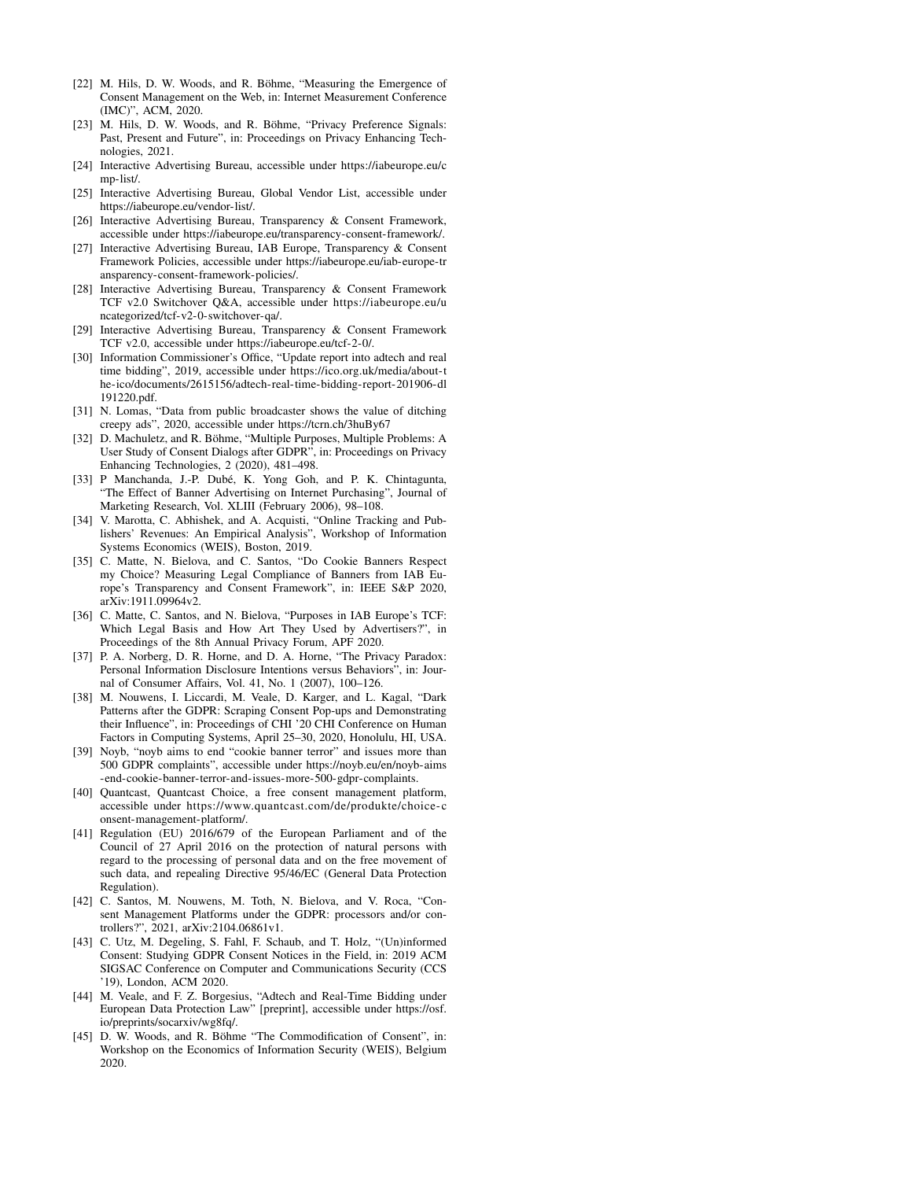[22] M. Hils, D. W. Woods, and R. Böhme, "Measuring the Emergence of Consent Management on the Web, in: Internet Measurement Conference (IMC)", ACM, 2020.

[23] M. Hils, D. W. Woods, and R. Böhme, "Privacy Preference Signals: Past, Present and Future", in: Proceedings on Privacy Enhancing Technologies, 2021.

[24] Interactive Advertising Bureau, accessible under https://iabeurope.eu/cmp-list/.

[25] Interactive Advertising Bureau, Global Vendor List, accessible under https://iabeurope.eu/vendor-list/.

[26] Interactive Advertising Bureau, Transparency & Consent Framework, accessible under https://iabeurope.eu/transparency-consent-framework/.

[27] Interactive Advertising Bureau, IAB Europe, Transparency & Consent Framework Policies, accessible under https://iabeurope.eu/iab-europe-transparency-consent-framework-policies/.

[28] Interactive Advertising Bureau, Transparency & Consent Framework TCF v2.0 Switchover Q&A, accessible under https://iabeurope.eu/uncategorized/tcf-v2-0-switchover-qa/.

[29] Interactive Advertising Bureau, Transparency & Consent Framework TCF v2.0, accessible under https://iabeurope.eu/tcf-2-0/.

[30] Information Commissioner's Office, "Update report into adtech and real time bidding", 2019, accessible under https://ico.org.uk/media/about-the-ico/documents/2615156/adtech-real-time-bidding-report-201906-dl191220.pdf.

[31] N. Lomas, "Data from public broadcaster shows the value of ditching creepy ads", 2020, accessible under https://tcrn.ch/3huBy67

[32] D. Machuletz, and R. Böhme, "Multiple Purposes, Multiple Problems: A User Study of Consent Dialogs after GDPR", in: Proceedings on Privacy Enhancing Technologies, 2 (2020), 481–498.

[33] P Manchanda, J.-P. Dubé, K. Yong Goh, and P. K. Chintagunta, "The Effect of Banner Advertising on Internet Purchasing", Journal of Marketing Research, Vol. XLIII (February 2006), 98–108.

[34] V. Marotta, C. Abhishek, and A. Acquisti, "Online Tracking and Publishers' Revenues: An Empirical Analysis", Workshop of Information Systems Economics (WEIS), Boston, 2019.

[35] C. Matte, N. Bielova, and C. Santos, "Do Cookie Banners Respect my Choice? Measuring Legal Compliance of Banners from IAB Europe's Transparency and Consent Framework", in: IEEE S&P 2020, arXiv:1911.09964v2.

[36] C. Matte, C. Santos, and N. Bielova, "Purposes in IAB Europe's TCF: Which Legal Basis and How Art They Used by Advertisers?", in Proceedings of the 8th Annual Privacy Forum, APF 2020.

[37] P. A. Norberg, D. R. Horne, and D. A. Horne, "The Privacy Paradox: Personal Information Disclosure Intentions versus Behaviors", in: Journal of Consumer Affairs, Vol. 41, No. 1 (2007), 100–126.

[38] M. Nouwens, I. Liccardi, M. Veale, D. Karger, and L. Kagal, "Dark Patterns after the GDPR: Scraping Consent Pop-ups and Demonstrating their Influence", in: Proceedings of CHI '20 CHI Conference on Human Factors in Computing Systems, April 25–30, 2020, Honolulu, HI, USA.

[39] Noyb, "noyb aims to end "cookie banner terror" and issues more than 500 GDPR complaints", accessible under https://noyb.eu/en/noyb-aims-end-cookie-banner-terror-and-issues-more-500-gdpr-complaints.

[40] Quantcast, Quantcast Choice, a free consent management platform, accessible under https://www.quantcast.com/de/produkte/choice-consent-management-platform/.

[41] Regulation (EU) 2016/679 of the European Parliament and of the Council of 27 April 2016 on the protection of natural persons with regard to the processing of personal data and on the free movement of such data, and repealing Directive 95/46/EC (General Data Protection Regulation).

[42] C. Santos, M. Nouwens, M. Toth, N. Bielova, and V. Roca, "Consent Management Platforms under the GDPR: processors and/or controllers?", 2021, arXiv:2104.06861v1.

[43] C. Utz, M. Degeling, S. Fahl, F. Schaub, and T. Holz, "(Un)informed Consent: Studying GDPR Consent Notices in the Field, in: 2019 ACM SIGSAC Conference on Computer and Communications Security (CCS '19), London, ACM 2020.

[44] M. Veale, and F. Z. Borgesius, "Adtech and Real-Time Bidding under European Data Protection Law" [preprint], accessible under https://osf.io/preprints/socarxiv/wg8fq/.

[45] D. W. Woods, and R. Böhme "The Commodification of Consent", in: Workshop on the Economics of Information Security (WEIS), Belgium 2020.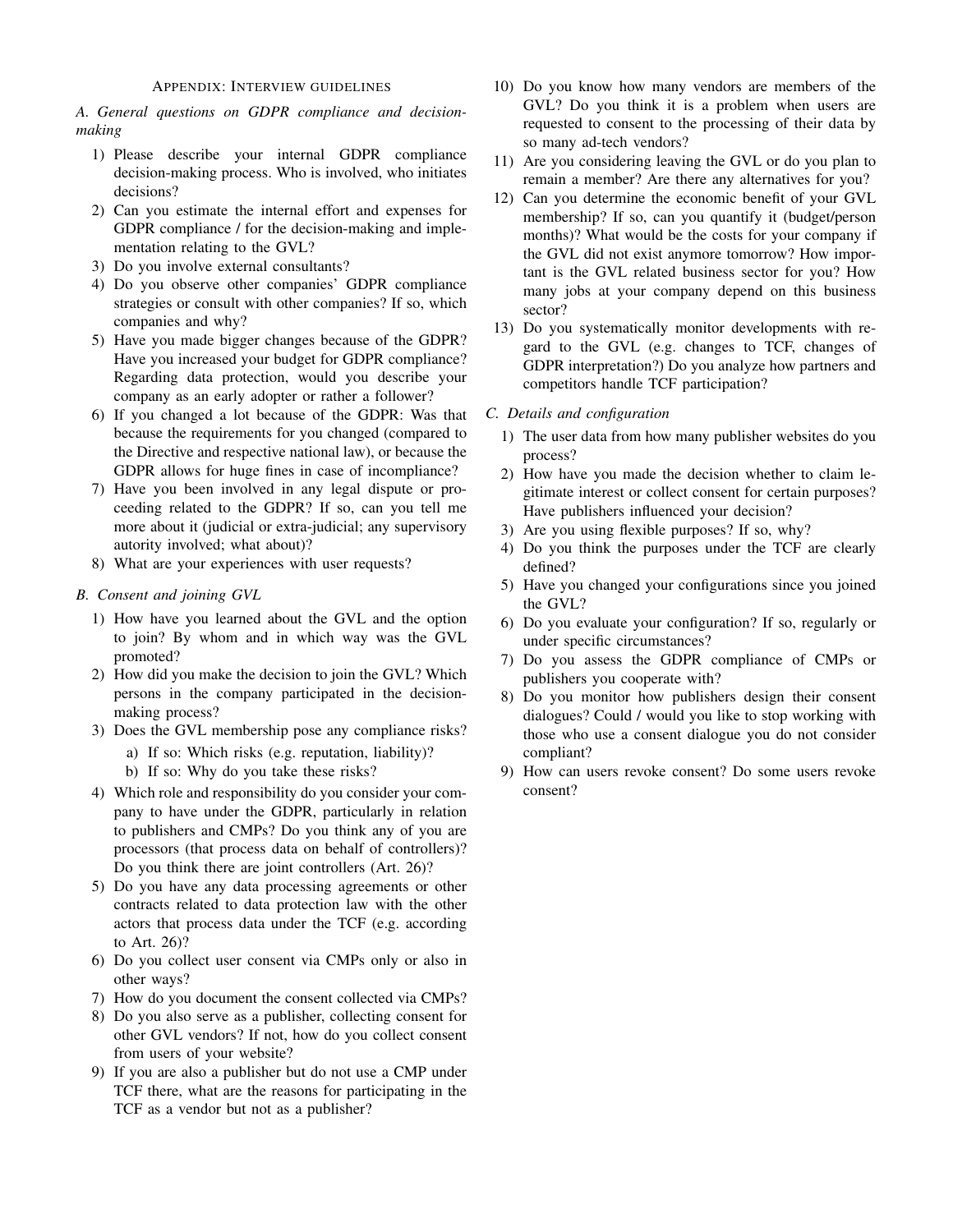## Appendix: Interview guidelines

### A. General questions on GDPR compliance and decision-making

1) Please describe your internal GDPR compliance decision-making process. Who is involved, who initiates decisions?
2) Can you estimate the internal effort and expenses for GDPR compliance / for the decision-making and implementation relating to the GVL?
3) Do you involve external consultants?
4) Do you observe other companies' GDPR compliance strategies or consult with other companies? If so, which companies and why?
5) Have you made bigger changes because of the GDPR? Have you increased your budget for GDPR compliance? Regarding data protection, would you describe your company as an early adopter or rather a follower?
6) If you changed a lot because of the GDPR: Was that because the requirements for you changed (compared to the Directive and respective national law), or because the GDPR allows for huge fines in case of incompliance?
7) Have you been involved in any legal dispute or proceeding related to the GDPR? If so, can you tell me more about it (judicial or extra-judicial; any supervisory autority involved; what about)?
8) What are your experiences with user requests?

### B. Consent and joining GVL

1) How have you learned about the GVL and the option to join? By whom and in which way was the GVL promoted?
2) How did you make the decision to join the GVL? Which persons in the company participated in the decision-making process?
3) Does the GVL membership pose any compliance risks?
   a) If so: Which risks (e.g. reputation, liability)?
   b) If so: Why do you take these risks?
4) Which role and responsibility do you consider your company to have under the GDPR, particularly in relation to publishers and CMPs? Do you think any of you are processors (that process data on behalf of controllers)? Do you think there are joint controllers (Art. 26)?
5) Do you have any data processing agreements or other contracts related to data protection law with the other actors that process data under the TCF (e.g. according to Art. 26)?
6) Do you collect user consent via CMPs only or also in other ways?
7) How do you document the consent collected via CMPs?
8) Do you also serve as a publisher, collecting consent for other GVL vendors? If not, how do you collect consent from users of your website?
9) If you are also a publisher but do not use a CMP under TCF there, what are the reasons for participating in the TCF as a vendor but not as a publisher?
10) Do you know how many vendors are members of the GVL? Do you think it is a problem when users are requested to consent to the processing of their data by so many ad-tech vendors?
11) Are you considering leaving the GVL or do you plan to remain a member? Are there any alternatives for you?
12) Can you determine the economic benefit of your GVL membership? If so, can you quantify it (budget/person months)? What would be the costs for your company if the GVL did not exist anymore tomorrow? How important is the GVL related business sector for you? How many jobs at your company depend on this business sector?
13) Do you systematically monitor developments with regard to the GVL (e.g. changes to TCF, changes of GDPR interpretation?) Do you analyze how partners and competitors handle TCF participation?

### C. Details and configuration

1) The user data from how many publisher websites do you process?
2) How have you made the decision whether to claim legitimate interest or collect consent for certain purposes? Have publishers influenced your decision?
3) Are you using flexible purposes? If so, why?
4) Do you think the purposes under the TCF are clearly defined?
5) Have you changed your configurations since you joined the GVL?
6) Do you evaluate your configuration? If so, regularly or under specific circumstances?
7) Do you assess the GDPR compliance of CMPs or publishers you cooperate with?
8) Do you monitor how publishers design their consent dialogues? Could / would you like to stop working with those who use a consent dialogue you do not consider compliant?
9) How can users revoke consent? Do some users revoke consent?